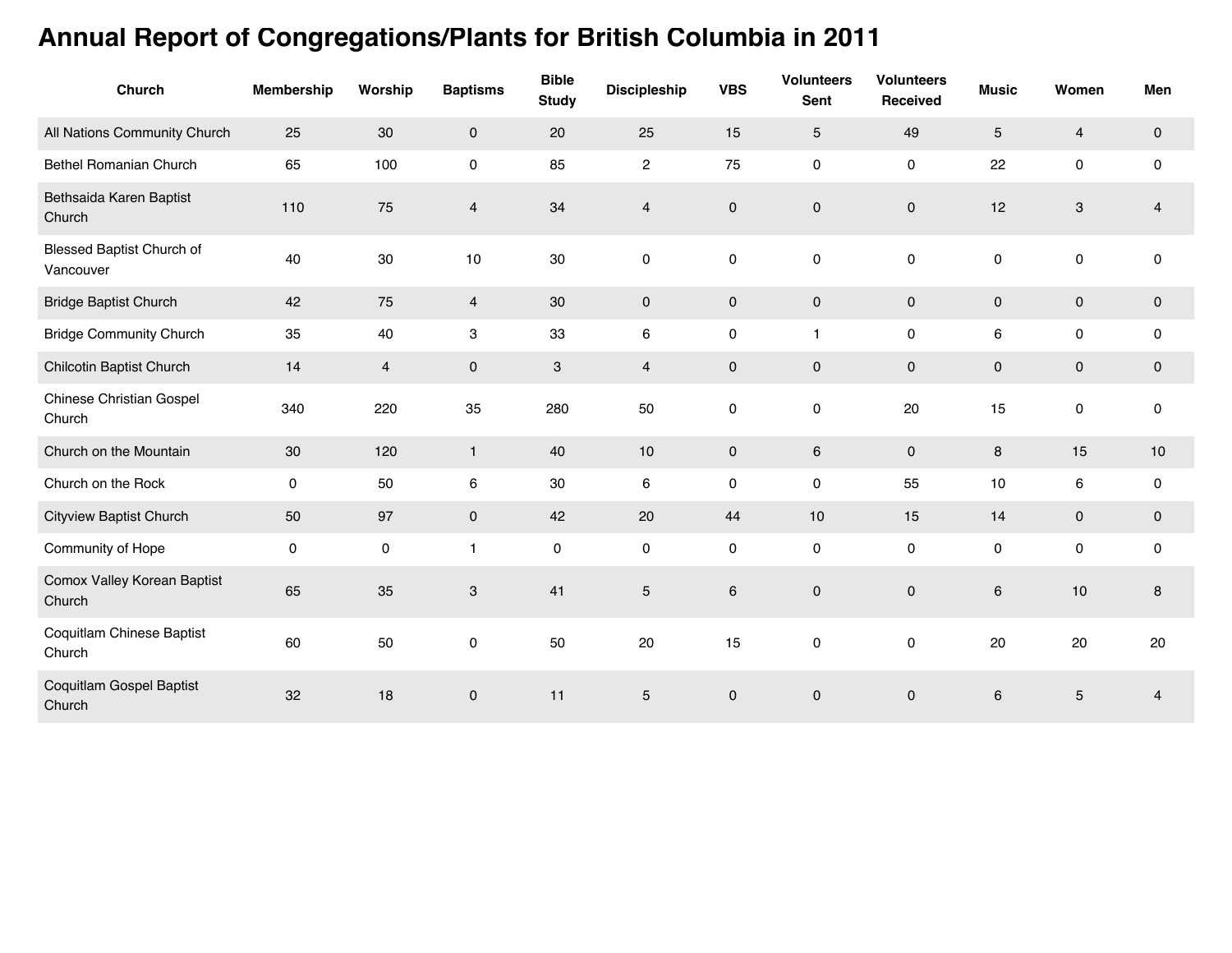# Annual Report of Congregations/Plants for British Columbia in 2011

| Church | Membership | Worship | Baptisms | Bible Study | Discipleship | VBS | Volunteers Sent | Volunteers Received | Music | Women | Men |
|---|---|---|---|---|---|---|---|---|---|---|---|
| All Nations Community Church | 25 | 30 | 0 | 20 | 25 | 15 | 5 | 49 | 5 | 4 | 0 |
| Bethel Romanian Church | 65 | 100 | 0 | 85 | 2 | 75 | 0 | 0 | 22 | 0 | 0 |
| Bethsaida Karen Baptist Church | 110 | 75 | 4 | 34 | 4 | 0 | 0 | 0 | 12 | 3 | 4 |
| Blessed Baptist Church of Vancouver | 40 | 30 | 10 | 30 | 0 | 0 | 0 | 0 | 0 | 0 | 0 |
| Bridge Baptist Church | 42 | 75 | 4 | 30 | 0 | 0 | 0 | 0 | 0 | 0 | 0 |
| Bridge Community Church | 35 | 40 | 3 | 33 | 6 | 0 | 1 | 0 | 6 | 0 | 0 |
| Chilcotin Baptist Church | 14 | 4 | 0 | 3 | 4 | 0 | 0 | 0 | 0 | 0 | 0 |
| Chinese Christian Gospel Church | 340 | 220 | 35 | 280 | 50 | 0 | 0 | 20 | 15 | 0 | 0 |
| Church on the Mountain | 30 | 120 | 1 | 40 | 10 | 0 | 6 | 0 | 8 | 15 | 10 |
| Church on the Rock | 0 | 50 | 6 | 30 | 6 | 0 | 0 | 55 | 10 | 6 | 0 |
| Cityview Baptist Church | 50 | 97 | 0 | 42 | 20 | 44 | 10 | 15 | 14 | 0 | 0 |
| Community of Hope | 0 | 0 | 1 | 0 | 0 | 0 | 0 | 0 | 0 | 0 | 0 |
| Comox Valley Korean Baptist Church | 65 | 35 | 3 | 41 | 5 | 6 | 0 | 0 | 6 | 10 | 8 |
| Coquitlam Chinese Baptist Church | 60 | 50 | 0 | 50 | 20 | 15 | 0 | 0 | 20 | 20 | 20 |
| Coquitlam Gospel Baptist Church | 32 | 18 | 0 | 11 | 5 | 0 | 0 | 0 | 6 | 5 | 4 |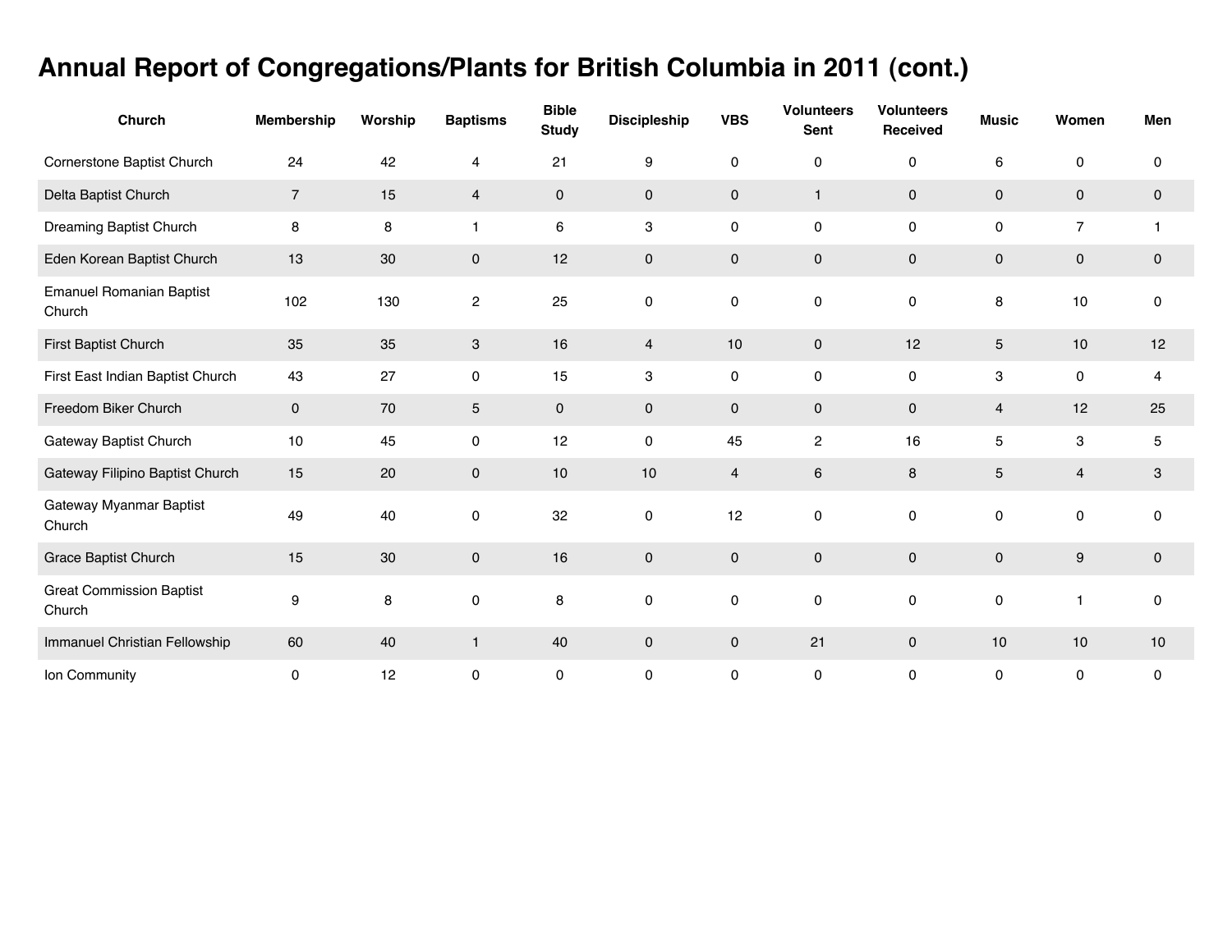# Annual Report of Congregations/Plants for British Columbia in 2011 (cont.)

| Church | Membership | Worship | Baptisms | Bible Study | Discipleship | VBS | Volunteers Sent | Volunteers Received | Music | Women | Men |
|---|---|---|---|---|---|---|---|---|---|---|---|
| Cornerstone Baptist Church | 24 | 42 | 4 | 21 | 9 | 0 | 0 | 0 | 6 | 0 | 0 |
| Delta Baptist Church | 7 | 15 | 4 | 0 | 0 | 0 | 1 | 0 | 0 | 0 | 0 |
| Dreaming Baptist Church | 8 | 8 | 1 | 6 | 3 | 0 | 0 | 0 | 0 | 7 | 1 |
| Eden Korean Baptist Church | 13 | 30 | 0 | 12 | 0 | 0 | 0 | 0 | 0 | 0 | 0 |
| Emanuel Romanian Baptist Church | 102 | 130 | 2 | 25 | 0 | 0 | 0 | 0 | 8 | 10 | 0 |
| First Baptist Church | 35 | 35 | 3 | 16 | 4 | 10 | 0 | 12 | 5 | 10 | 12 |
| First East Indian Baptist Church | 43 | 27 | 0 | 15 | 3 | 0 | 0 | 0 | 3 | 0 | 4 |
| Freedom Biker Church | 0 | 70 | 5 | 0 | 0 | 0 | 0 | 0 | 4 | 12 | 25 |
| Gateway Baptist Church | 10 | 45 | 0 | 12 | 0 | 45 | 2 | 16 | 5 | 3 | 5 |
| Gateway Filipino Baptist Church | 15 | 20 | 0 | 10 | 10 | 4 | 6 | 8 | 5 | 4 | 3 |
| Gateway Myanmar Baptist Church | 49 | 40 | 0 | 32 | 0 | 12 | 0 | 0 | 0 | 0 | 0 |
| Grace Baptist Church | 15 | 30 | 0 | 16 | 0 | 0 | 0 | 0 | 0 | 9 | 0 |
| Great Commission Baptist Church | 9 | 8 | 0 | 8 | 0 | 0 | 0 | 0 | 0 | 1 | 0 |
| Immanuel Christian Fellowship | 60 | 40 | 1 | 40 | 0 | 0 | 21 | 0 | 10 | 10 | 10 |
| Ion Community | 0 | 12 | 0 | 0 | 0 | 0 | 0 | 0 | 0 | 0 | 0 |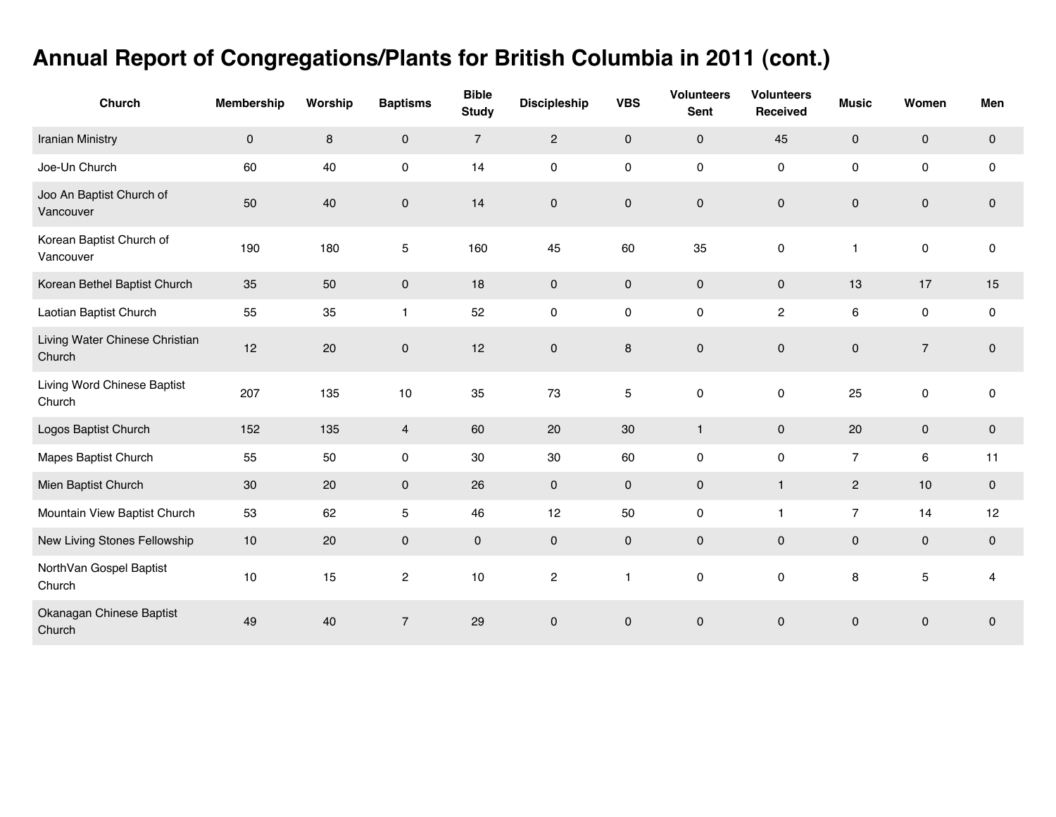# Annual Report of Congregations/Plants for British Columbia in 2011 (cont.)

| Church | Membership | Worship | Baptisms | Bible Study | Discipleship | VBS | Volunteers Sent | Volunteers Received | Music | Women | Men |
|---|---|---|---|---|---|---|---|---|---|---|---|
| Iranian Ministry | 0 | 8 | 0 | 7 | 2 | 0 | 0 | 45 | 0 | 0 | 0 |
| Joe-Un Church | 60 | 40 | 0 | 14 | 0 | 0 | 0 | 0 | 0 | 0 | 0 |
| Joo An Baptist Church of Vancouver | 50 | 40 | 0 | 14 | 0 | 0 | 0 | 0 | 0 | 0 | 0 |
| Korean Baptist Church of Vancouver | 190 | 180 | 5 | 160 | 45 | 60 | 35 | 0 | 1 | 0 | 0 |
| Korean Bethel Baptist Church | 35 | 50 | 0 | 18 | 0 | 0 | 0 | 0 | 13 | 17 | 15 |
| Laotian Baptist Church | 55 | 35 | 1 | 52 | 0 | 0 | 0 | 2 | 6 | 0 | 0 |
| Living Water Chinese Christian Church | 12 | 20 | 0 | 12 | 0 | 8 | 0 | 0 | 0 | 7 | 0 |
| Living Word Chinese Baptist Church | 207 | 135 | 10 | 35 | 73 | 5 | 0 | 0 | 25 | 0 | 0 |
| Logos Baptist Church | 152 | 135 | 4 | 60 | 20 | 30 | 1 | 0 | 20 | 0 | 0 |
| Mapes Baptist Church | 55 | 50 | 0 | 30 | 30 | 60 | 0 | 0 | 7 | 6 | 11 |
| Mien Baptist Church | 30 | 20 | 0 | 26 | 0 | 0 | 0 | 1 | 2 | 10 | 0 |
| Mountain View Baptist Church | 53 | 62 | 5 | 46 | 12 | 50 | 0 | 1 | 7 | 14 | 12 |
| New Living Stones Fellowship | 10 | 20 | 0 | 0 | 0 | 0 | 0 | 0 | 0 | 0 | 0 |
| NorthVan Gospel Baptist Church | 10 | 15 | 2 | 10 | 2 | 1 | 0 | 0 | 8 | 5 | 4 |
| Okanagan Chinese Baptist Church | 49 | 40 | 7 | 29 | 0 | 0 | 0 | 0 | 0 | 0 | 0 |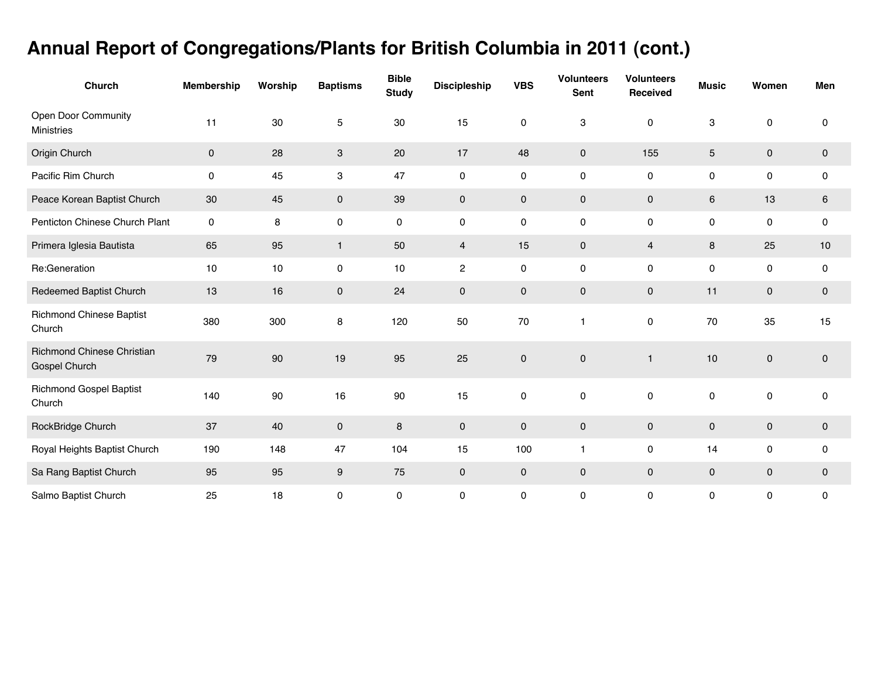# Annual Report of Congregations/Plants for British Columbia in 2011 (cont.)

| Church | Membership | Worship | Baptisms | Bible Study | Discipleship | VBS | Volunteers Sent | Volunteers Received | Music | Women | Men |
|---|---|---|---|---|---|---|---|---|---|---|---|
| Open Door Community Ministries | 11 | 30 | 5 | 30 | 15 | 0 | 3 | 0 | 3 | 0 | 0 |
| Origin Church | 0 | 28 | 3 | 20 | 17 | 48 | 0 | 155 | 5 | 0 | 0 |
| Pacific Rim Church | 0 | 45 | 3 | 47 | 0 | 0 | 0 | 0 | 0 | 0 | 0 |
| Peace Korean Baptist Church | 30 | 45 | 0 | 39 | 0 | 0 | 0 | 0 | 6 | 13 | 6 |
| Penticton Chinese Church Plant | 0 | 8 | 0 | 0 | 0 | 0 | 0 | 0 | 0 | 0 | 0 |
| Primera Iglesia Bautista | 65 | 95 | 1 | 50 | 4 | 15 | 0 | 4 | 8 | 25 | 10 |
| Re:Generation | 10 | 10 | 0 | 10 | 2 | 0 | 0 | 0 | 0 | 0 | 0 |
| Redeemed Baptist Church | 13 | 16 | 0 | 24 | 0 | 0 | 0 | 0 | 11 | 0 | 0 |
| Richmond Chinese Baptist Church | 380 | 300 | 8 | 120 | 50 | 70 | 1 | 0 | 70 | 35 | 15 |
| Richmond Chinese Christian Gospel Church | 79 | 90 | 19 | 95 | 25 | 0 | 0 | 1 | 10 | 0 | 0 |
| Richmond Gospel Baptist Church | 140 | 90 | 16 | 90 | 15 | 0 | 0 | 0 | 0 | 0 | 0 |
| RockBridge Church | 37 | 40 | 0 | 8 | 0 | 0 | 0 | 0 | 0 | 0 | 0 |
| Royal Heights Baptist Church | 190 | 148 | 47 | 104 | 15 | 100 | 1 | 0 | 14 | 0 | 0 |
| Sa Rang Baptist Church | 95 | 95 | 9 | 75 | 0 | 0 | 0 | 0 | 0 | 0 | 0 |
| Salmo Baptist Church | 25 | 18 | 0 | 0 | 0 | 0 | 0 | 0 | 0 | 0 | 0 |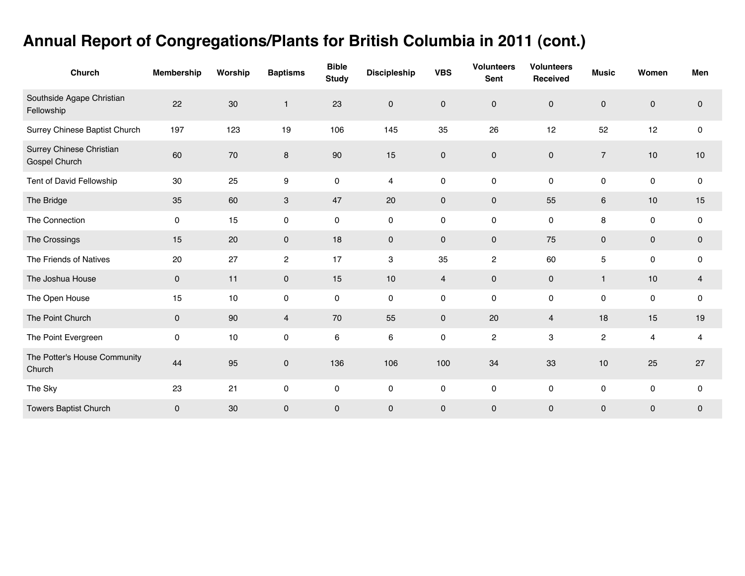# Annual Report of Congregations/Plants for British Columbia in 2011 (cont.)

| Church | Membership | Worship | Baptisms | Bible Study | Discipleship | VBS | Volunteers Sent | Volunteers Received | Music | Women | Men |
|---|---|---|---|---|---|---|---|---|---|---|---|
| Southside Agape Christian Fellowship | 22 | 30 | 1 | 23 | 0 | 0 | 0 | 0 | 0 | 0 | 0 |
| Surrey Chinese Baptist Church | 197 | 123 | 19 | 106 | 145 | 35 | 26 | 12 | 52 | 12 | 0 |
| Surrey Chinese Christian Gospel Church | 60 | 70 | 8 | 90 | 15 | 0 | 0 | 0 | 7 | 10 | 10 |
| Tent of David Fellowship | 30 | 25 | 9 | 0 | 4 | 0 | 0 | 0 | 0 | 0 | 0 |
| The Bridge | 35 | 60 | 3 | 47 | 20 | 0 | 0 | 55 | 6 | 10 | 15 |
| The Connection | 0 | 15 | 0 | 0 | 0 | 0 | 0 | 0 | 8 | 0 | 0 |
| The Crossings | 15 | 20 | 0 | 18 | 0 | 0 | 0 | 75 | 0 | 0 | 0 |
| The Friends of Natives | 20 | 27 | 2 | 17 | 3 | 35 | 2 | 60 | 5 | 0 | 0 |
| The Joshua House | 0 | 11 | 0 | 15 | 10 | 4 | 0 | 0 | 1 | 10 | 4 |
| The Open House | 15 | 10 | 0 | 0 | 0 | 0 | 0 | 0 | 0 | 0 | 0 |
| The Point Church | 0 | 90 | 4 | 70 | 55 | 0 | 20 | 4 | 18 | 15 | 19 |
| The Point Evergreen | 0 | 10 | 0 | 6 | 6 | 0 | 2 | 3 | 2 | 4 | 4 |
| The Potter's House Community Church | 44 | 95 | 0 | 136 | 106 | 100 | 34 | 33 | 10 | 25 | 27 |
| The Sky | 23 | 21 | 0 | 0 | 0 | 0 | 0 | 0 | 0 | 0 | 0 |
| Towers Baptist Church | 0 | 30 | 0 | 0 | 0 | 0 | 0 | 0 | 0 | 0 | 0 |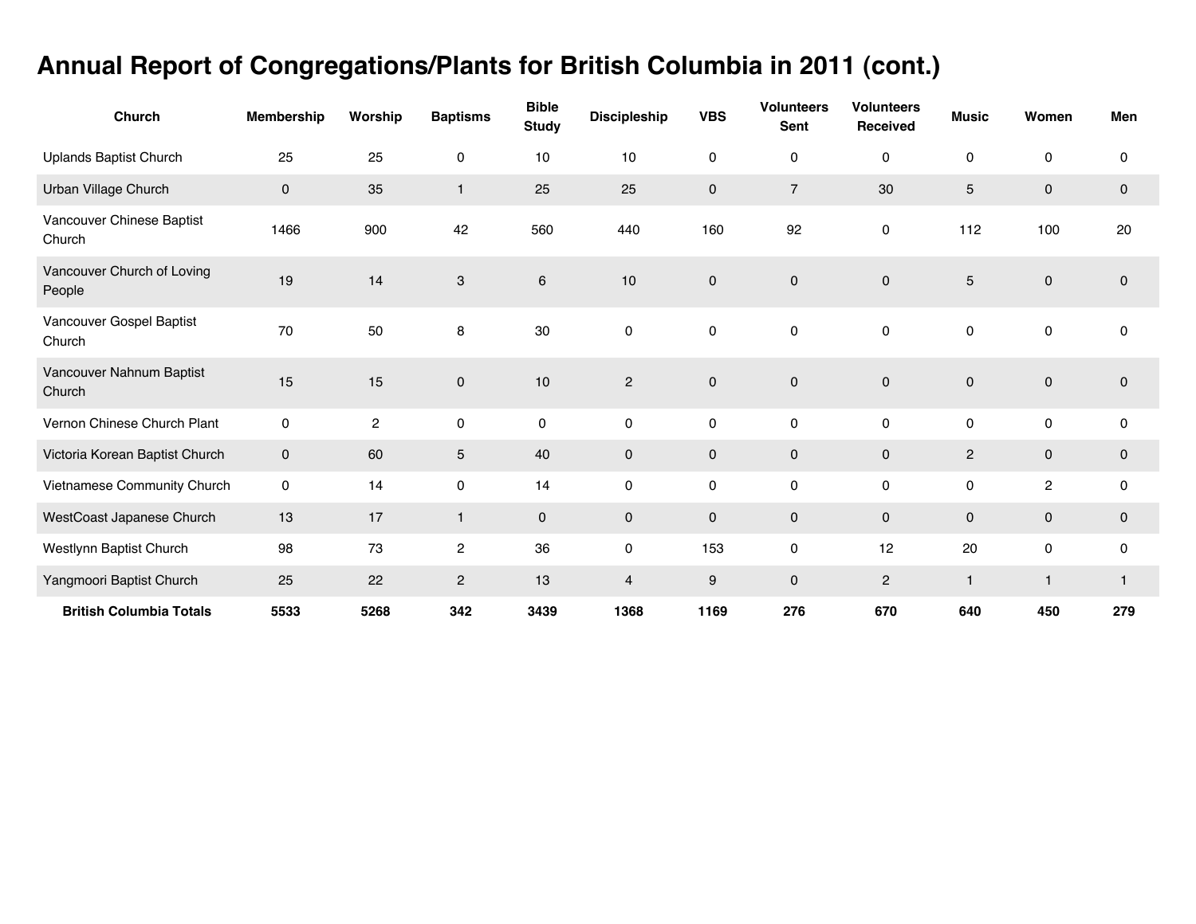# Annual Report of Congregations/Plants for British Columbia in 2011 (cont.)

| Church | Membership | Worship | Baptisms | Bible Study | Discipleship | VBS | Volunteers Sent | Volunteers Received | Music | Women | Men |
|---|---|---|---|---|---|---|---|---|---|---|---|
| Uplands Baptist Church | 25 | 25 | 0 | 10 | 10 | 0 | 0 | 0 | 0 | 0 | 0 |
| Urban Village Church | 0 | 35 | 1 | 25 | 25 | 0 | 7 | 30 | 5 | 0 | 0 |
| Vancouver Chinese Baptist Church | 1466 | 900 | 42 | 560 | 440 | 160 | 92 | 0 | 112 | 100 | 20 |
| Vancouver Church of Loving People | 19 | 14 | 3 | 6 | 10 | 0 | 0 | 0 | 5 | 0 | 0 |
| Vancouver Gospel Baptist Church | 70 | 50 | 8 | 30 | 0 | 0 | 0 | 0 | 0 | 0 | 0 |
| Vancouver Nahnum Baptist Church | 15 | 15 | 0 | 10 | 2 | 0 | 0 | 0 | 0 | 0 | 0 |
| Vernon Chinese Church Plant | 0 | 2 | 0 | 0 | 0 | 0 | 0 | 0 | 0 | 0 | 0 |
| Victoria Korean Baptist Church | 0 | 60 | 5 | 40 | 0 | 0 | 0 | 0 | 2 | 0 | 0 |
| Vietnamese Community Church | 0 | 14 | 0 | 14 | 0 | 0 | 0 | 0 | 0 | 2 | 0 |
| WestCoast Japanese Church | 13 | 17 | 1 | 0 | 0 | 0 | 0 | 0 | 0 | 0 | 0 |
| Westlynn Baptist Church | 98 | 73 | 2 | 36 | 0 | 153 | 0 | 12 | 20 | 0 | 0 |
| Yangmoori Baptist Church | 25 | 22 | 2 | 13 | 4 | 9 | 0 | 2 | 1 | 1 | 1 |
| **British Columbia Totals** | **5533** | **5268** | **342** | **3439** | **1368** | **1169** | **276** | **670** | **640** | **450** | **279** |